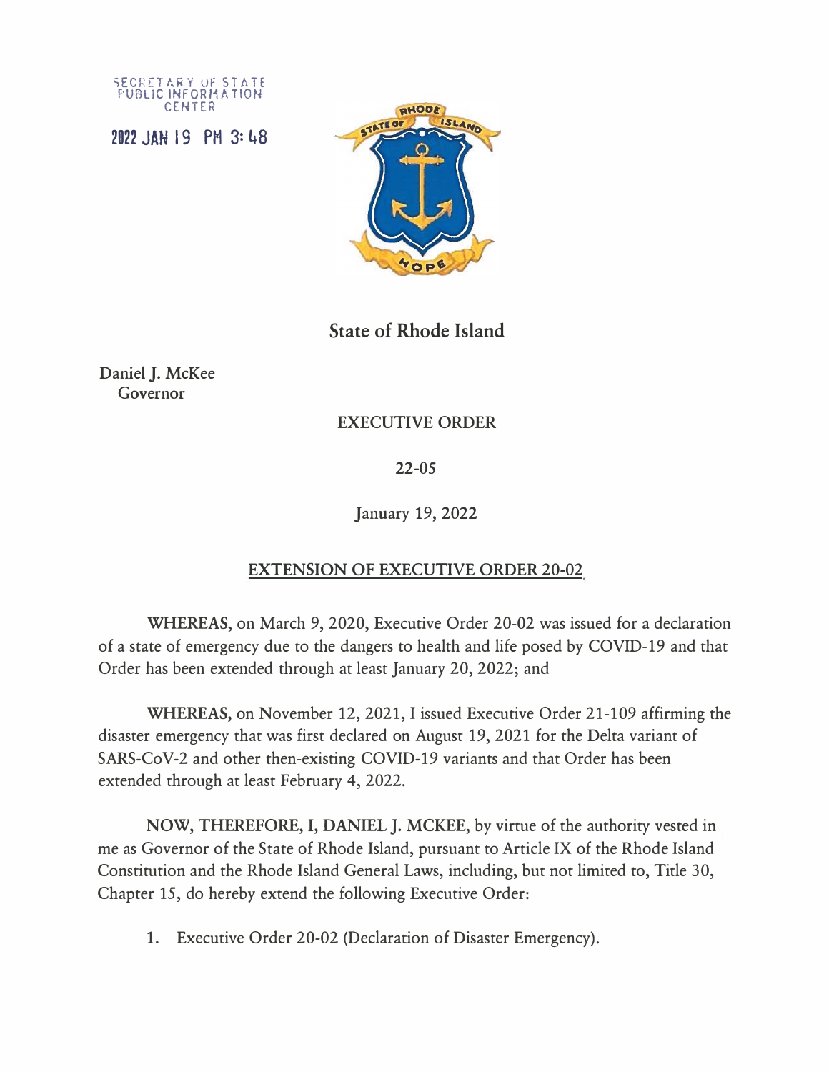SECRETARY OF STATE
PUBLIC INFORMATION
CENTER

2022 JAN 19 PM 3:48

# State of Rhode Island

Daniel J. McKee
Governor

**EXECUTIVE ORDER**

**22-05**

**January 19, 2022**

## EXTENSION OF EXECUTIVE ORDER 20-02

**WHEREAS,** on March 9, 2020, Executive Order 20-02 was issued for a declaration of a state of emergency due to the dangers to health and life posed by COVID-19 and that Order has been extended through at least January 20, 2022; and

**WHEREAS,** on November 12, 2021, I issued Executive Order 21-109 affirming the disaster emergency that was first declared on August 19, 2021 for the Delta variant of SARS-CoV-2 and other then-existing COVID-19 variants and that Order has been extended through at least February 4, 2022.

**NOW, THEREFORE, I, DANIEL J. MCKEE,** by virtue of the authority vested in me as Governor of the State of Rhode Island, pursuant to Article IX of the Rhode Island Constitution and the Rhode Island General Laws, including, but not limited to, Title 30, Chapter 15, do hereby extend the following Executive Order:

1. Executive Order 20-02 (Declaration of Disaster Emergency).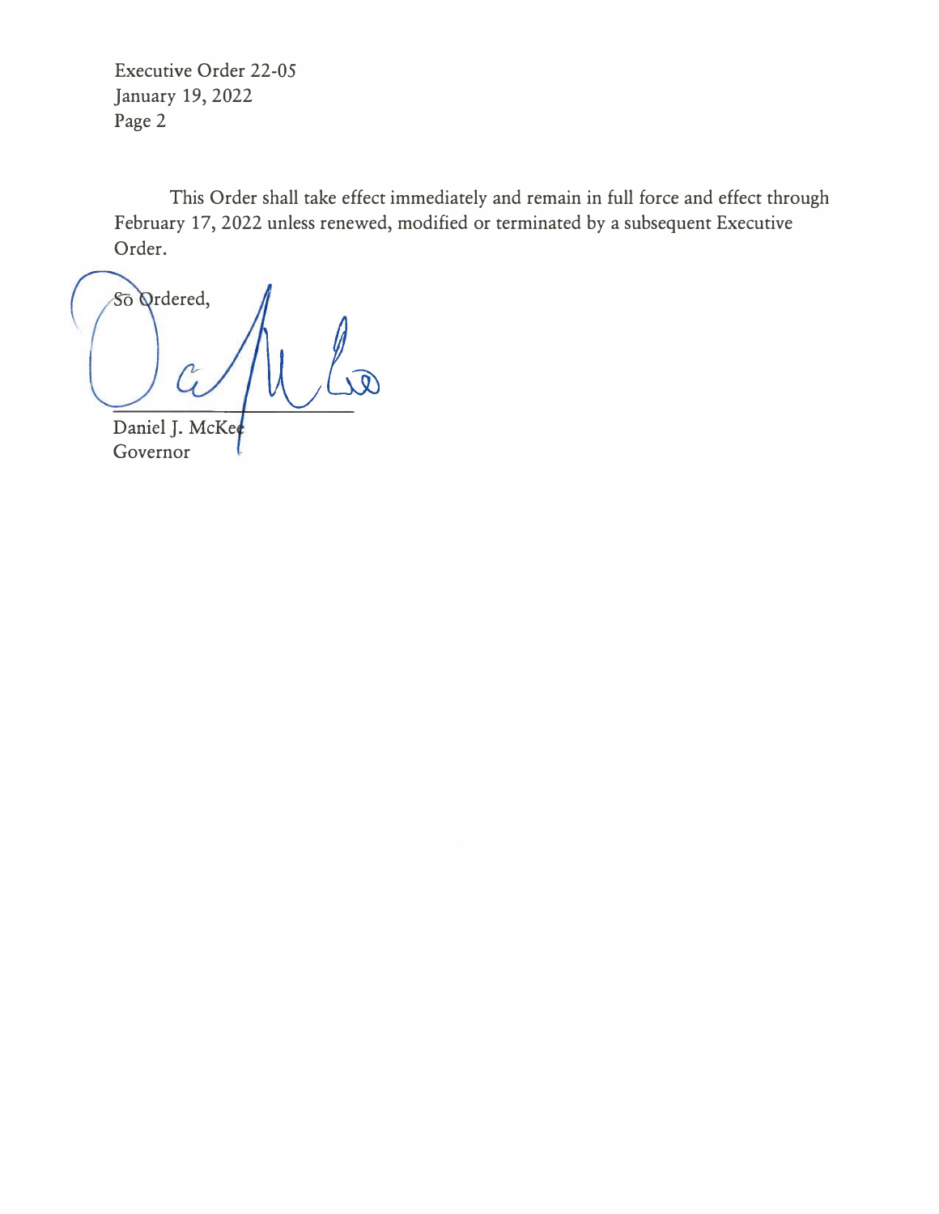This Order shall take effect immediately and remain in full force and effect through February 17, 2022 unless renewed, modified or terminated by a subsequent Executive Order.

So Ordered,

Daniel J. McKee
Governor